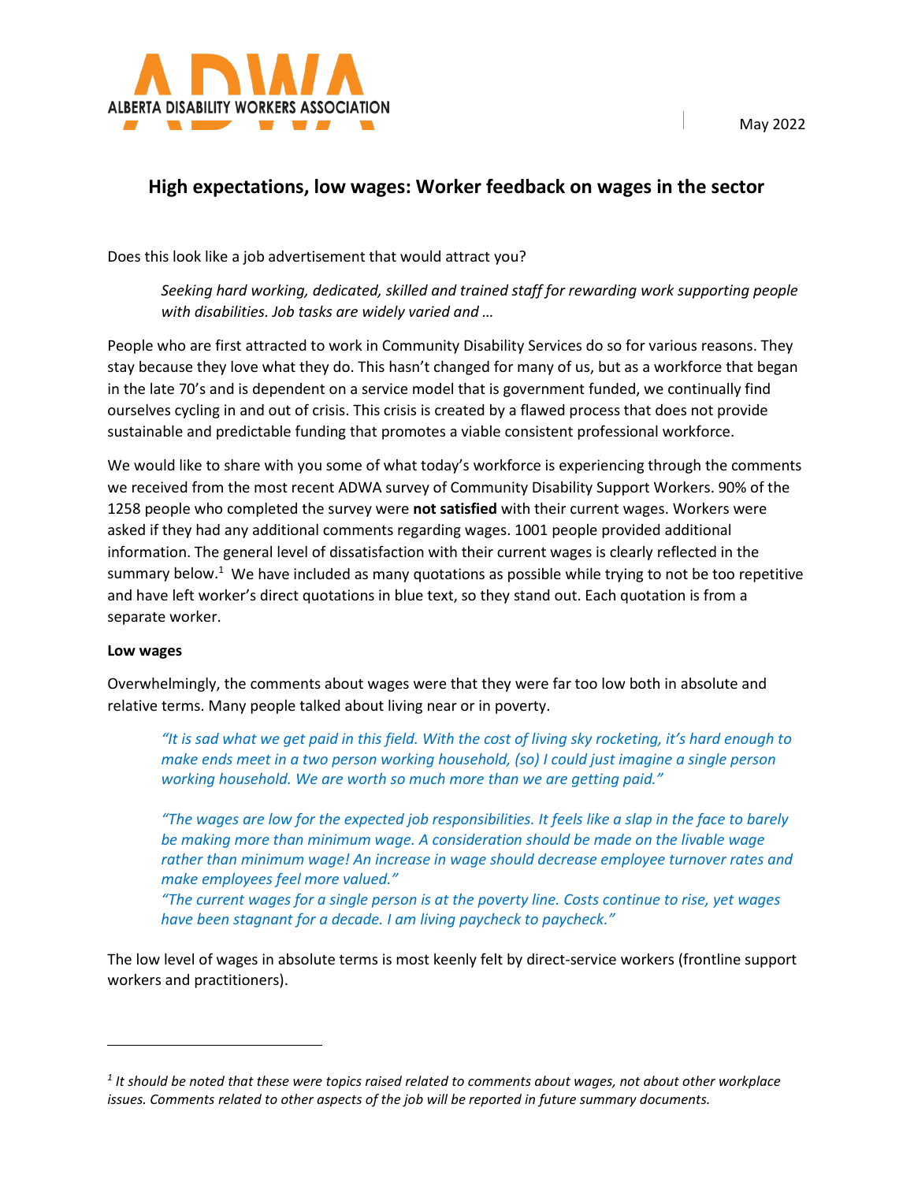ALBERTA DISABILITY WORKERS ASSOCIATION

May 2022

# High expectations, low wages: Worker feedback on wages in the sector

Does this look like a job advertisement that would attract you?

> *Seeking hard working, dedicated, skilled and trained staff for rewarding work supporting people with disabilities. Job tasks are widely varied and …*

People who are first attracted to work in Community Disability Services do so for various reasons. They stay because they love what they do. This hasn't changed for many of us, but as a workforce that began in the late 70's and is dependent on a service model that is government funded, we continually find ourselves cycling in and out of crisis. This crisis is created by a flawed process that does not provide sustainable and predictable funding that promotes a viable consistent professional workforce.

We would like to share with you some of what today's workforce is experiencing through the comments we received from the most recent ADWA survey of Community Disability Support Workers. 90% of the 1258 people who completed the survey were **not satisfied** with their current wages. Workers were asked if they had any additional comments regarding wages. 1001 people provided additional information. The general level of dissatisfaction with their current wages is clearly reflected in the summary below.[1] We have included as many quotations as possible while trying to not be too repetitive and have left worker's direct quotations in blue text, so they stand out. Each quotation is from a separate worker.

**Low wages**

Overwhelmingly, the comments about wages were that they were far too low both in absolute and relative terms. Many people talked about living near or in poverty.

> *"It is sad what we get paid in this field. With the cost of living sky rocketing, it's hard enough to make ends meet in a two person working household, (so) I could just imagine a single person working household. We are worth so much more than we are getting paid."*

> *"The wages are low for the expected job responsibilities. It feels like a slap in the face to barely be making more than minimum wage. A consideration should be made on the livable wage rather than minimum wage! An increase in wage should decrease employee turnover rates and make employees feel more valued."*
> *"The current wages for a single person is at the poverty line. Costs continue to rise, yet wages have been stagnant for a decade. I am living paycheck to paycheck."*

The low level of wages in absolute terms is most keenly felt by direct-service workers (frontline support workers and practitioners).

*[1] It should be noted that these were topics raised related to comments about wages, not about other workplace issues. Comments related to other aspects of the job will be reported in future summary documents.*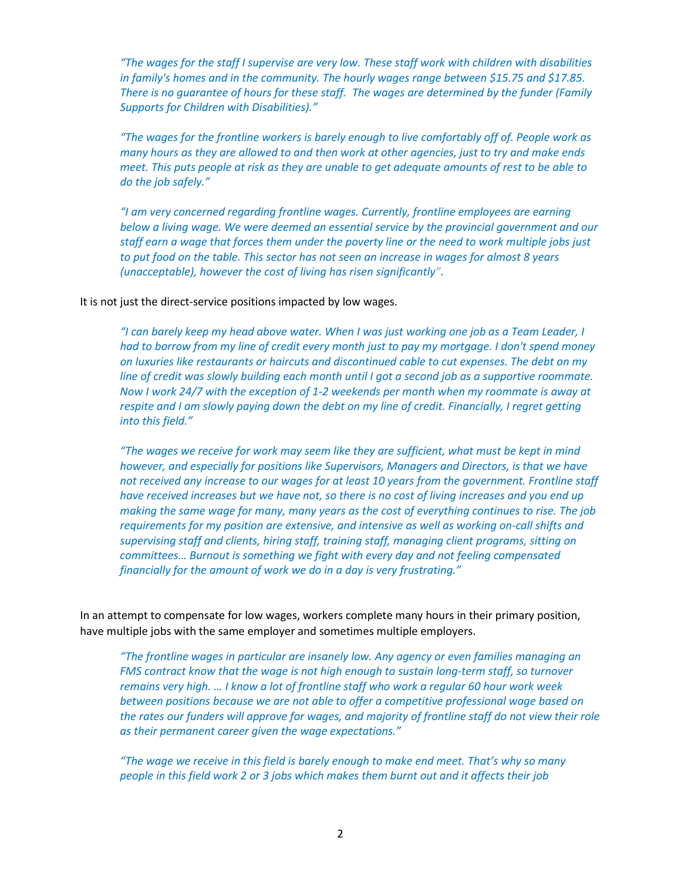*"The wages for the staff I supervise are very low. These staff work with children with disabilities in family's homes and in the community. The hourly wages range between $15.75 and $17.85. There is no guarantee of hours for these staff. The wages are determined by the funder (Family Supports for Children with Disabilities)."*

*"The wages for the frontline workers is barely enough to live comfortably off of. People work as many hours as they are allowed to and then work at other agencies, just to try and make ends meet. This puts people at risk as they are unable to get adequate amounts of rest to be able to do the job safely."*

*"I am very concerned regarding frontline wages. Currently, frontline employees are earning below a living wage. We were deemed an essential service by the provincial government and our staff earn a wage that forces them under the poverty line or the need to work multiple jobs just to put food on the table. This sector has not seen an increase in wages for almost 8 years (unacceptable), however the cost of living has risen significantly".*

It is not just the direct-service positions impacted by low wages.

*"I can barely keep my head above water. When I was just working one job as a Team Leader, I had to borrow from my line of credit every month just to pay my mortgage. I don't spend money on luxuries like restaurants or haircuts and discontinued cable to cut expenses. The debt on my line of credit was slowly building each month until I got a second job as a supportive roommate. Now I work 24/7 with the exception of 1-2 weekends per month when my roommate is away at respite and I am slowly paying down the debt on my line of credit. Financially, I regret getting into this field."*

*"The wages we receive for work may seem like they are sufficient, what must be kept in mind however, and especially for positions like Supervisors, Managers and Directors, is that we have not received any increase to our wages for at least 10 years from the government. Frontline staff have received increases but we have not, so there is no cost of living increases and you end up making the same wage for many, many years as the cost of everything continues to rise. The job requirements for my position are extensive, and intensive as well as working on-call shifts and supervising staff and clients, hiring staff, training staff, managing client programs, sitting on committees… Burnout is something we fight with every day and not feeling compensated financially for the amount of work we do in a day is very frustrating."*

In an attempt to compensate for low wages, workers complete many hours in their primary position, have multiple jobs with the same employer and sometimes multiple employers.

*"The frontline wages in particular are insanely low. Any agency or even families managing an FMS contract know that the wage is not high enough to sustain long-term staff, so turnover remains very high. … I know a lot of frontline staff who work a regular 60 hour work week between positions because we are not able to offer a competitive professional wage based on the rates our funders will approve for wages, and majority of frontline staff do not view their role as their permanent career given the wage expectations."*

*"The wage we receive in this field is barely enough to make end meet. That's why so many people in this field work 2 or 3 jobs which makes them burnt out and it affects their job*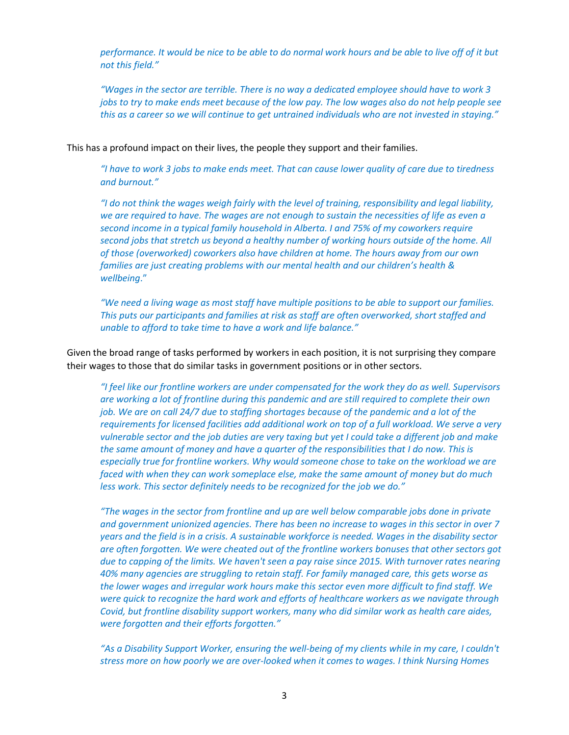*performance. It would be nice to be able to do normal work hours and be able to live off of it but not this field."*

*"Wages in the sector are terrible. There is no way a dedicated employee should have to work 3 jobs to try to make ends meet because of the low pay. The low wages also do not help people see this as a career so we will continue to get untrained individuals who are not invested in staying."*

This has a profound impact on their lives, the people they support and their families.

*"I have to work 3 jobs to make ends meet. That can cause lower quality of care due to tiredness and burnout."*

*"I do not think the wages weigh fairly with the level of training, responsibility and legal liability, we are required to have. The wages are not enough to sustain the necessities of life as even a second income in a typical family household in Alberta. I and 75% of my coworkers require second jobs that stretch us beyond a healthy number of working hours outside of the home. All of those (overworked) coworkers also have children at home. The hours away from our own families are just creating problems with our mental health and our children's health & wellbeing."*

*"We need a living wage as most staff have multiple positions to be able to support our families. This puts our participants and families at risk as staff are often overworked, short staffed and unable to afford to take time to have a work and life balance."*

Given the broad range of tasks performed by workers in each position, it is not surprising they compare their wages to those that do similar tasks in government positions or in other sectors.

*"I feel like our frontline workers are under compensated for the work they do as well. Supervisors are working a lot of frontline during this pandemic and are still required to complete their own job. We are on call 24/7 due to staffing shortages because of the pandemic and a lot of the requirements for licensed facilities add additional work on top of a full workload. We serve a very vulnerable sector and the job duties are very taxing but yet I could take a different job and make the same amount of money and have a quarter of the responsibilities that I do now. This is especially true for frontline workers. Why would someone chose to take on the workload we are faced with when they can work someplace else, make the same amount of money but do much less work. This sector definitely needs to be recognized for the job we do."*

*"The wages in the sector from frontline and up are well below comparable jobs done in private and government unionized agencies. There has been no increase to wages in this sector in over 7 years and the field is in a crisis. A sustainable workforce is needed. Wages in the disability sector are often forgotten. We were cheated out of the frontline workers bonuses that other sectors got due to capping of the limits. We haven't seen a pay raise since 2015. With turnover rates nearing 40% many agencies are struggling to retain staff. For family managed care, this gets worse as the lower wages and irregular work hours make this sector even more difficult to find staff. We were quick to recognize the hard work and efforts of healthcare workers as we navigate through Covid, but frontline disability support workers, many who did similar work as health care aides, were forgotten and their efforts forgotten."*

*"As a Disability Support Worker, ensuring the well-being of my clients while in my care, I couldn't stress more on how poorly we are over-looked when it comes to wages. I think Nursing Homes*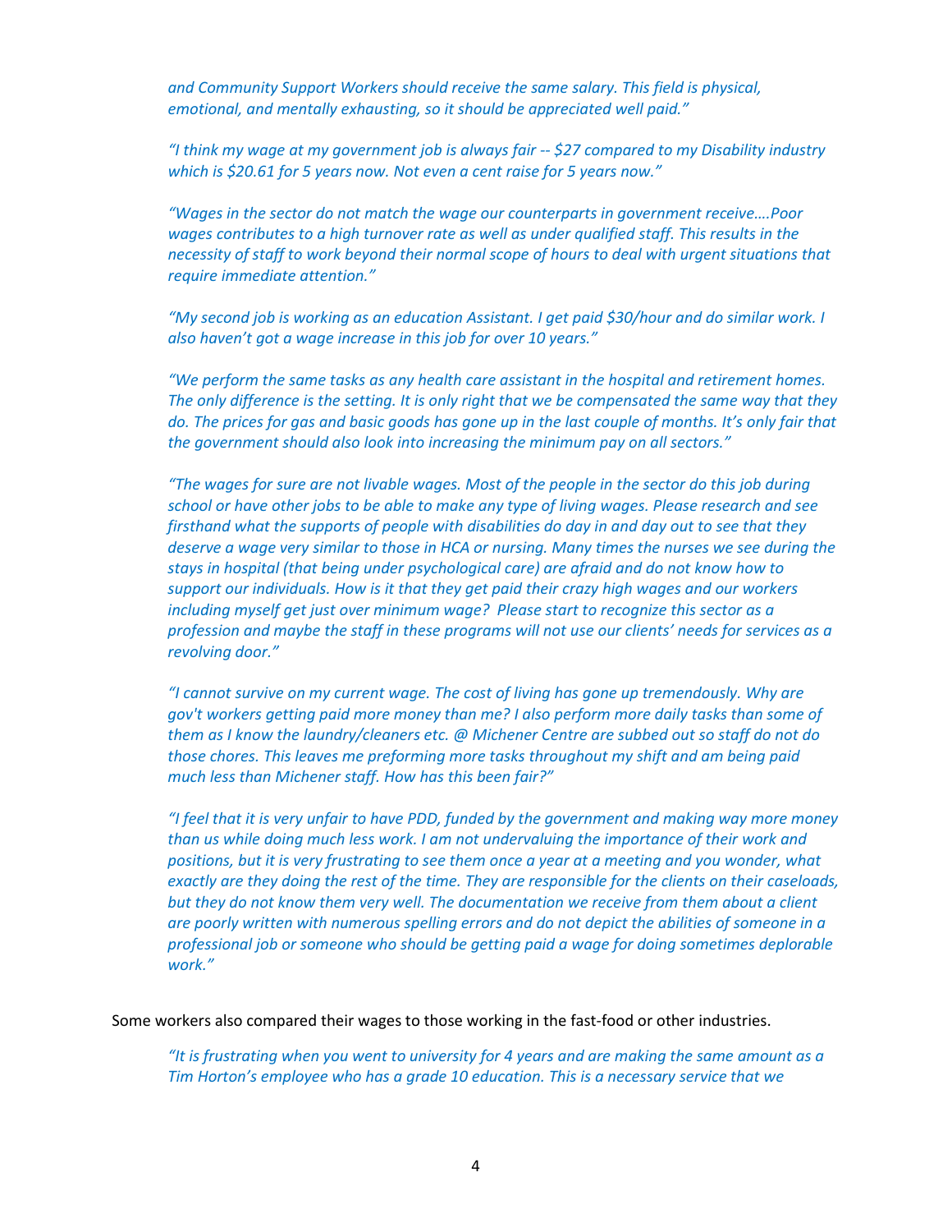*and Community Support Workers should receive the same salary. This field is physical, emotional, and mentally exhausting, so it should be appreciated well paid."*

*"I think my wage at my government job is always fair -- $27 compared to my Disability industry which is $20.61 for 5 years now. Not even a cent raise for 5 years now."*

*"Wages in the sector do not match the wage our counterparts in government receive….Poor wages contributes to a high turnover rate as well as under qualified staff. This results in the necessity of staff to work beyond their normal scope of hours to deal with urgent situations that require immediate attention."*

*"My second job is working as an education Assistant. I get paid $30/hour and do similar work. I also haven't got a wage increase in this job for over 10 years."*

*"We perform the same tasks as any health care assistant in the hospital and retirement homes. The only difference is the setting. It is only right that we be compensated the same way that they do. The prices for gas and basic goods has gone up in the last couple of months. It's only fair that the government should also look into increasing the minimum pay on all sectors."*

*"The wages for sure are not livable wages. Most of the people in the sector do this job during school or have other jobs to be able to make any type of living wages. Please research and see firsthand what the supports of people with disabilities do day in and day out to see that they deserve a wage very similar to those in HCA or nursing. Many times the nurses we see during the stays in hospital (that being under psychological care) are afraid and do not know how to support our individuals. How is it that they get paid their crazy high wages and our workers including myself get just over minimum wage? Please start to recognize this sector as a profession and maybe the staff in these programs will not use our clients' needs for services as a revolving door."*

*"I cannot survive on my current wage. The cost of living has gone up tremendously. Why are gov't workers getting paid more money than me? I also perform more daily tasks than some of them as I know the laundry/cleaners etc. @ Michener Centre are subbed out so staff do not do those chores. This leaves me preforming more tasks throughout my shift and am being paid much less than Michener staff. How has this been fair?"*

*"I feel that it is very unfair to have PDD, funded by the government and making way more money than us while doing much less work. I am not undervaluing the importance of their work and positions, but it is very frustrating to see them once a year at a meeting and you wonder, what exactly are they doing the rest of the time. They are responsible for the clients on their caseloads, but they do not know them very well. The documentation we receive from them about a client are poorly written with numerous spelling errors and do not depict the abilities of someone in a professional job or someone who should be getting paid a wage for doing sometimes deplorable work."*

Some workers also compared their wages to those working in the fast-food or other industries.

*"It is frustrating when you went to university for 4 years and are making the same amount as a Tim Horton's employee who has a grade 10 education. This is a necessary service that we*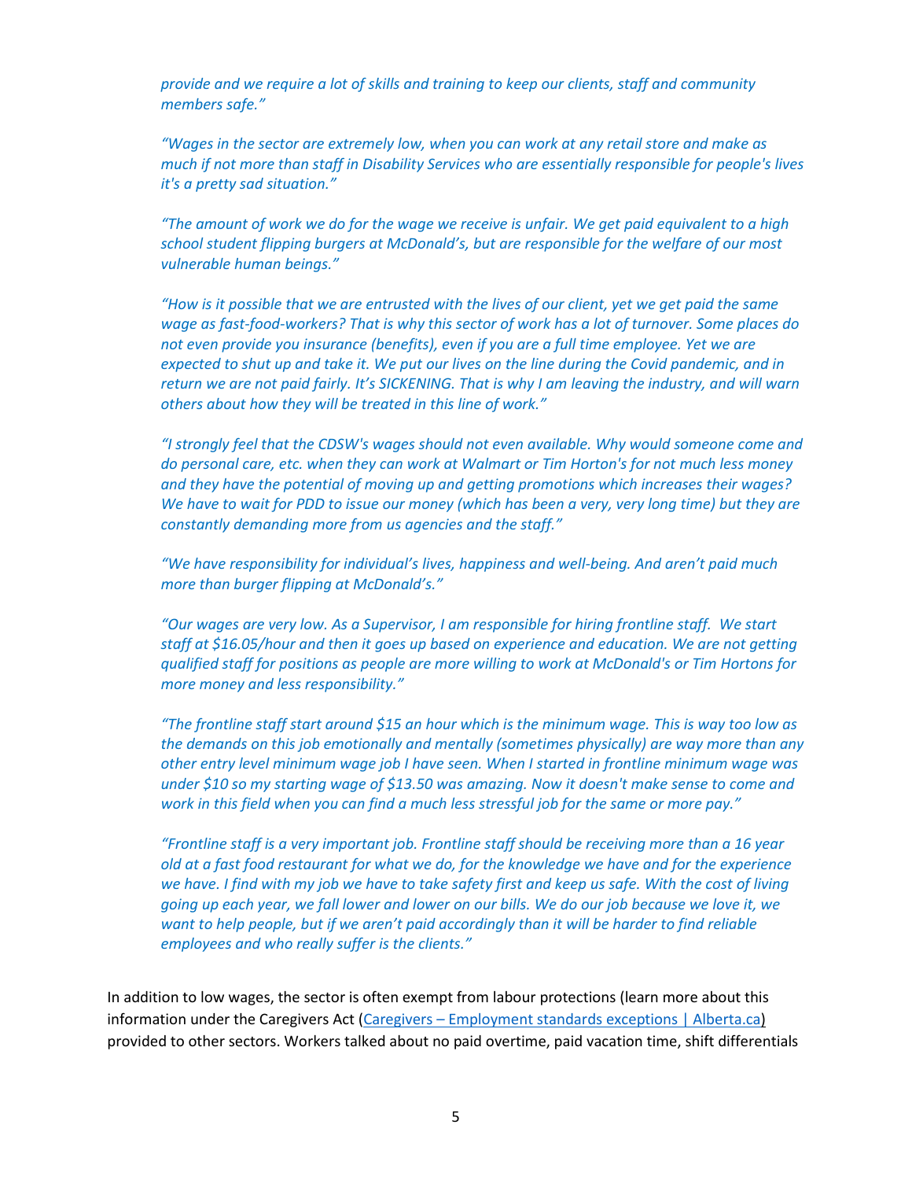*provide and we require a lot of skills and training to keep our clients, staff and community members safe."*

*"Wages in the sector are extremely low, when you can work at any retail store and make as much if not more than staff in Disability Services who are essentially responsible for people's lives it's a pretty sad situation."*

*"The amount of work we do for the wage we receive is unfair. We get paid equivalent to a high school student flipping burgers at McDonald's, but are responsible for the welfare of our most vulnerable human beings."*

*"How is it possible that we are entrusted with the lives of our client, yet we get paid the same wage as fast-food-workers? That is why this sector of work has a lot of turnover. Some places do not even provide you insurance (benefits), even if you are a full time employee. Yet we are expected to shut up and take it. We put our lives on the line during the Covid pandemic, and in return we are not paid fairly. It's SICKENING. That is why I am leaving the industry, and will warn others about how they will be treated in this line of work."*

*"I strongly feel that the CDSW's wages should not even available. Why would someone come and do personal care, etc. when they can work at Walmart or Tim Horton's for not much less money and they have the potential of moving up and getting promotions which increases their wages? We have to wait for PDD to issue our money (which has been a very, very long time) but they are constantly demanding more from us agencies and the staff."*

*"We have responsibility for individual's lives, happiness and well-being. And aren't paid much more than burger flipping at McDonald's."*

*"Our wages are very low. As a Supervisor, I am responsible for hiring frontline staff. We start staff at $16.05/hour and then it goes up based on experience and education. We are not getting qualified staff for positions as people are more willing to work at McDonald's or Tim Hortons for more money and less responsibility."*

*"The frontline staff start around $15 an hour which is the minimum wage. This is way too low as the demands on this job emotionally and mentally (sometimes physically) are way more than any other entry level minimum wage job I have seen. When I started in frontline minimum wage was under $10 so my starting wage of $13.50 was amazing. Now it doesn't make sense to come and work in this field when you can find a much less stressful job for the same or more pay."*

*"Frontline staff is a very important job. Frontline staff should be receiving more than a 16 year old at a fast food restaurant for what we do, for the knowledge we have and for the experience we have. I find with my job we have to take safety first and keep us safe. With the cost of living going up each year, we fall lower and lower on our bills. We do our job because we love it, we want to help people, but if we aren't paid accordingly than it will be harder to find reliable employees and who really suffer is the clients."*

In addition to low wages, the sector is often exempt from labour protections (learn more about this information under the Caregivers Act ([Caregivers – Employment standards exceptions | Alberta.ca](Caregivers – Employment standards exceptions | Alberta.ca)) provided to other sectors. Workers talked about no paid overtime, paid vacation time, shift differentials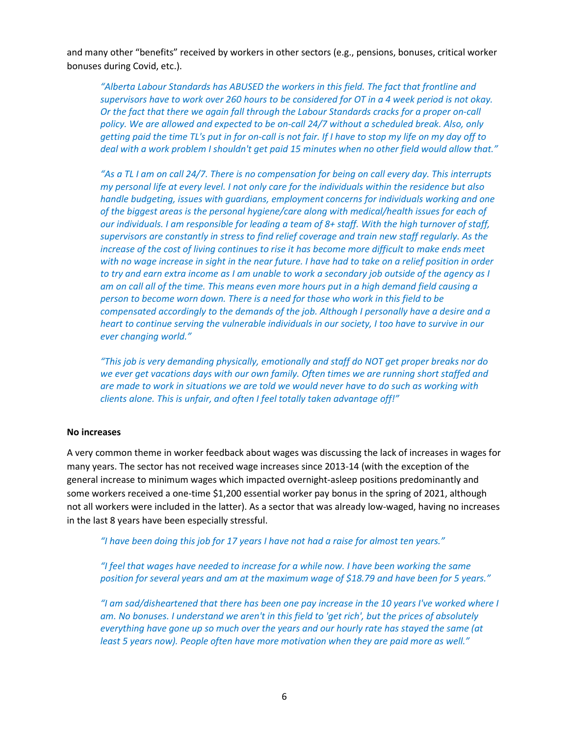and many other "benefits" received by workers in other sectors (e.g., pensions, bonuses, critical worker bonuses during Covid, etc.).

> *"Alberta Labour Standards has ABUSED the workers in this field. The fact that frontline and supervisors have to work over 260 hours to be considered for OT in a 4 week period is not okay. Or the fact that there we again fall through the Labour Standards cracks for a proper on-call policy. We are allowed and expected to be on-call 24/7 without a scheduled break. Also, only getting paid the time TL's put in for on-call is not fair. If I have to stop my life on my day off to deal with a work problem I shouldn't get paid 15 minutes when no other field would allow that."*

> *"As a TL I am on call 24/7. There is no compensation for being on call every day. This interrupts my personal life at every level. I not only care for the individuals within the residence but also handle budgeting, issues with guardians, employment concerns for individuals working and one of the biggest areas is the personal hygiene/care along with medical/health issues for each of our individuals. I am responsible for leading a team of 8+ staff. With the high turnover of staff, supervisors are constantly in stress to find relief coverage and train new staff regularly. As the increase of the cost of living continues to rise it has become more difficult to make ends meet with no wage increase in sight in the near future. I have had to take on a relief position in order to try and earn extra income as I am unable to work a secondary job outside of the agency as I am on call all of the time. This means even more hours put in a high demand field causing a person to become worn down. There is a need for those who work in this field to be compensated accordingly to the demands of the job. Although I personally have a desire and a heart to continue serving the vulnerable individuals in our society, I too have to survive in our ever changing world."*

> *"This job is very demanding physically, emotionally and staff do NOT get proper breaks nor do we ever get vacations days with our own family. Often times we are running short staffed and are made to work in situations we are told we would never have to do such as working with clients alone. This is unfair, and often I feel totally taken advantage off!"*

**No increases**

A very common theme in worker feedback about wages was discussing the lack of increases in wages for many years. The sector has not received wage increases since 2013-14 (with the exception of the general increase to minimum wages which impacted overnight-asleep positions predominantly and some workers received a one-time $1,200 essential worker pay bonus in the spring of 2021, although not all workers were included in the latter). As a sector that was already low-waged, having no increases in the last 8 years have been especially stressful.

> *"I have been doing this job for 17 years I have not had a raise for almost ten years."*

> *"I feel that wages have needed to increase for a while now. I have been working the same position for several years and am at the maximum wage of $18.79 and have been for 5 years."*

> *"I am sad/disheartened that there has been one pay increase in the 10 years I've worked where I am. No bonuses. I understand we aren't in this field to 'get rich', but the prices of absolutely everything have gone up so much over the years and our hourly rate has stayed the same (at least 5 years now). People often have more motivation when they are paid more as well."*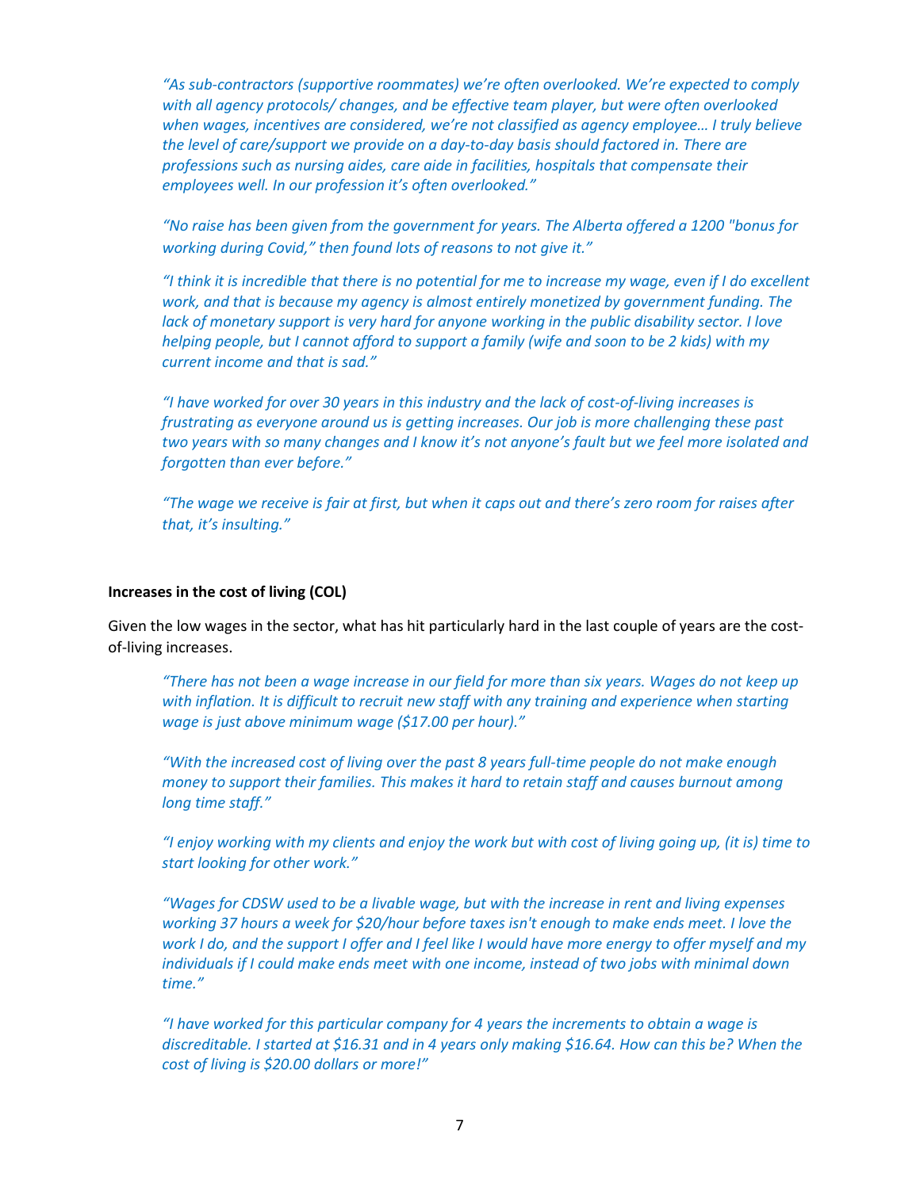*"As sub-contractors (supportive roommates) we're often overlooked. We're expected to comply with all agency protocols/ changes, and be effective team player, but were often overlooked when wages, incentives are considered, we're not classified as agency employee… I truly believe the level of care/support we provide on a day-to-day basis should factored in. There are professions such as nursing aides, care aide in facilities, hospitals that compensate their employees well. In our profession it's often overlooked."*

*"No raise has been given from the government for years. The Alberta offered a 1200 "bonus for working during Covid," then found lots of reasons to not give it."*

*"I think it is incredible that there is no potential for me to increase my wage, even if I do excellent work, and that is because my agency is almost entirely monetized by government funding. The lack of monetary support is very hard for anyone working in the public disability sector. I love helping people, but I cannot afford to support a family (wife and soon to be 2 kids) with my current income and that is sad."*

*"I have worked for over 30 years in this industry and the lack of cost-of-living increases is frustrating as everyone around us is getting increases. Our job is more challenging these past two years with so many changes and I know it's not anyone's fault but we feel more isolated and forgotten than ever before."*

*"The wage we receive is fair at first, but when it caps out and there's zero room for raises after that, it's insulting."*

**Increases in the cost of living (COL)**

Given the low wages in the sector, what has hit particularly hard in the last couple of years are the cost-of-living increases.

*"There has not been a wage increase in our field for more than six years. Wages do not keep up with inflation. It is difficult to recruit new staff with any training and experience when starting wage is just above minimum wage ($17.00 per hour)."*

*"With the increased cost of living over the past 8 years full-time people do not make enough money to support their families. This makes it hard to retain staff and causes burnout among long time staff."*

*"I enjoy working with my clients and enjoy the work but with cost of living going up, (it is) time to start looking for other work."*

*"Wages for CDSW used to be a livable wage, but with the increase in rent and living expenses working 37 hours a week for $20/hour before taxes isn't enough to make ends meet. I love the work I do, and the support I offer and I feel like I would have more energy to offer myself and my individuals if I could make ends meet with one income, instead of two jobs with minimal down time."*

*"I have worked for this particular company for 4 years the increments to obtain a wage is discreditable. I started at $16.31 and in 4 years only making $16.64. How can this be? When the cost of living is $20.00 dollars or more!"*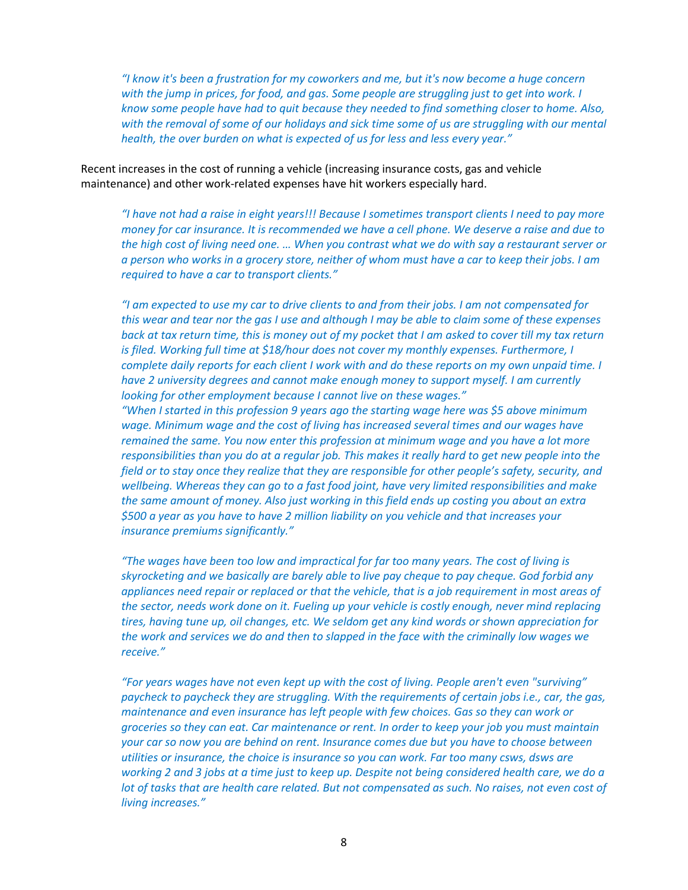*"I know it's been a frustration for my coworkers and me, but it's now become a huge concern with the jump in prices, for food, and gas. Some people are struggling just to get into work. I know some people have had to quit because they needed to find something closer to home. Also, with the removal of some of our holidays and sick time some of us are struggling with our mental health, the over burden on what is expected of us for less and less every year."*

Recent increases in the cost of running a vehicle (increasing insurance costs, gas and vehicle maintenance) and other work-related expenses have hit workers especially hard.

*"I have not had a raise in eight years!!! Because I sometimes transport clients I need to pay more money for car insurance. It is recommended we have a cell phone. We deserve a raise and due to the high cost of living need one. … When you contrast what we do with say a restaurant server or a person who works in a grocery store, neither of whom must have a car to keep their jobs. I am required to have a car to transport clients."*

*"I am expected to use my car to drive clients to and from their jobs. I am not compensated for this wear and tear nor the gas I use and although I may be able to claim some of these expenses back at tax return time, this is money out of my pocket that I am asked to cover till my tax return is filed. Working full time at $18/hour does not cover my monthly expenses. Furthermore, I complete daily reports for each client I work with and do these reports on my own unpaid time. I have 2 university degrees and cannot make enough money to support myself. I am currently looking for other employment because I cannot live on these wages."*

*"When I started in this profession 9 years ago the starting wage here was $5 above minimum wage. Minimum wage and the cost of living has increased several times and our wages have remained the same. You now enter this profession at minimum wage and you have a lot more responsibilities than you do at a regular job. This makes it really hard to get new people into the field or to stay once they realize that they are responsible for other people's safety, security, and wellbeing. Whereas they can go to a fast food joint, have very limited responsibilities and make the same amount of money. Also just working in this field ends up costing you about an extra $500 a year as you have to have 2 million liability on you vehicle and that increases your insurance premiums significantly."*

*"The wages have been too low and impractical for far too many years. The cost of living is skyrocketing and we basically are barely able to live pay cheque to pay cheque. God forbid any appliances need repair or replaced or that the vehicle, that is a job requirement in most areas of the sector, needs work done on it. Fueling up your vehicle is costly enough, never mind replacing tires, having tune up, oil changes, etc. We seldom get any kind words or shown appreciation for the work and services we do and then to slapped in the face with the criminally low wages we receive."*

*"For years wages have not even kept up with the cost of living. People aren't even "surviving" paycheck to paycheck they are struggling. With the requirements of certain jobs i.e., car, the gas, maintenance and even insurance has left people with few choices. Gas so they can work or groceries so they can eat. Car maintenance or rent. In order to keep your job you must maintain your car so now you are behind on rent. Insurance comes due but you have to choose between utilities or insurance, the choice is insurance so you can work. Far too many csws, dsws are working 2 and 3 jobs at a time just to keep up. Despite not being considered health care, we do a lot of tasks that are health care related. But not compensated as such. No raises, not even cost of living increases."*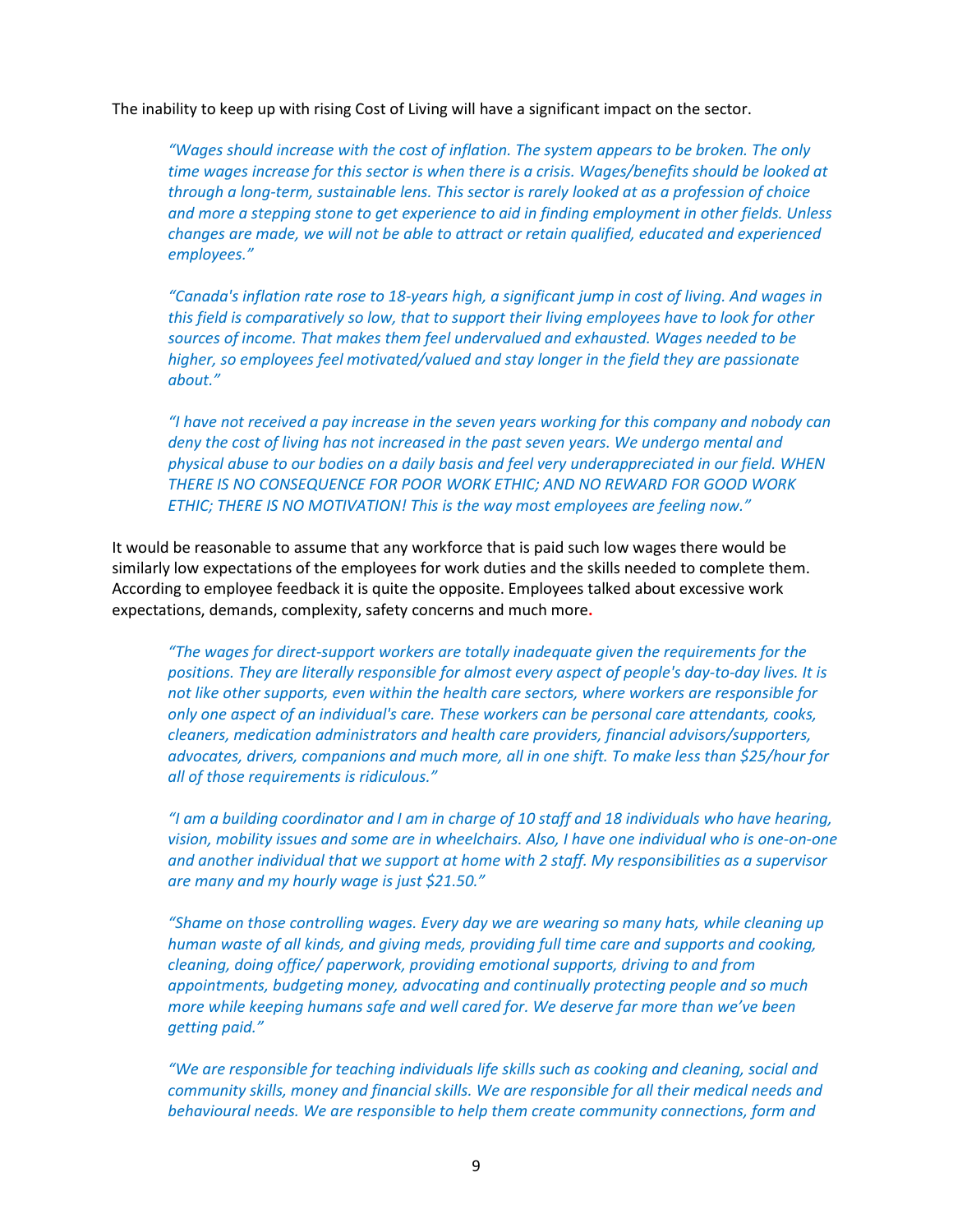The inability to keep up with rising Cost of Living will have a significant impact on the sector.

> *"Wages should increase with the cost of inflation. The system appears to be broken. The only time wages increase for this sector is when there is a crisis. Wages/benefits should be looked at through a long-term, sustainable lens. This sector is rarely looked at as a profession of choice and more a stepping stone to get experience to aid in finding employment in other fields. Unless changes are made, we will not be able to attract or retain qualified, educated and experienced employees."*

> *"Canada's inflation rate rose to 18-years high, a significant jump in cost of living. And wages in this field is comparatively so low, that to support their living employees have to look for other sources of income. That makes them feel undervalued and exhausted. Wages needed to be higher, so employees feel motivated/valued and stay longer in the field they are passionate about."*

> *"I have not received a pay increase in the seven years working for this company and nobody can deny the cost of living has not increased in the past seven years. We undergo mental and physical abuse to our bodies on a daily basis and feel very underappreciated in our field. WHEN THERE IS NO CONSEQUENCE FOR POOR WORK ETHIC; AND NO REWARD FOR GOOD WORK ETHIC; THERE IS NO MOTIVATION! This is the way most employees are feeling now."*

It would be reasonable to assume that any workforce that is paid such low wages there would be similarly low expectations of the employees for work duties and the skills needed to complete them. According to employee feedback it is quite the opposite. Employees talked about excessive work expectations, demands, complexity, safety concerns and much more.

> *"The wages for direct-support workers are totally inadequate given the requirements for the positions. They are literally responsible for almost every aspect of people's day-to-day lives. It is not like other supports, even within the health care sectors, where workers are responsible for only one aspect of an individual's care. These workers can be personal care attendants, cooks, cleaners, medication administrators and health care providers, financial advisors/supporters, advocates, drivers, companions and much more, all in one shift. To make less than $25/hour for all of those requirements is ridiculous."*

> *"I am a building coordinator and I am in charge of 10 staff and 18 individuals who have hearing, vision, mobility issues and some are in wheelchairs. Also, I have one individual who is one-on-one and another individual that we support at home with 2 staff. My responsibilities as a supervisor are many and my hourly wage is just $21.50."*

> *"Shame on those controlling wages. Every day we are wearing so many hats, while cleaning up human waste of all kinds, and giving meds, providing full time care and supports and cooking, cleaning, doing office/ paperwork, providing emotional supports, driving to and from appointments, budgeting money, advocating and continually protecting people and so much more while keeping humans safe and well cared for. We deserve far more than we've been getting paid."*

> *"We are responsible for teaching individuals life skills such as cooking and cleaning, social and community skills, money and financial skills. We are responsible for all their medical needs and behavioural needs. We are responsible to help them create community connections, form and*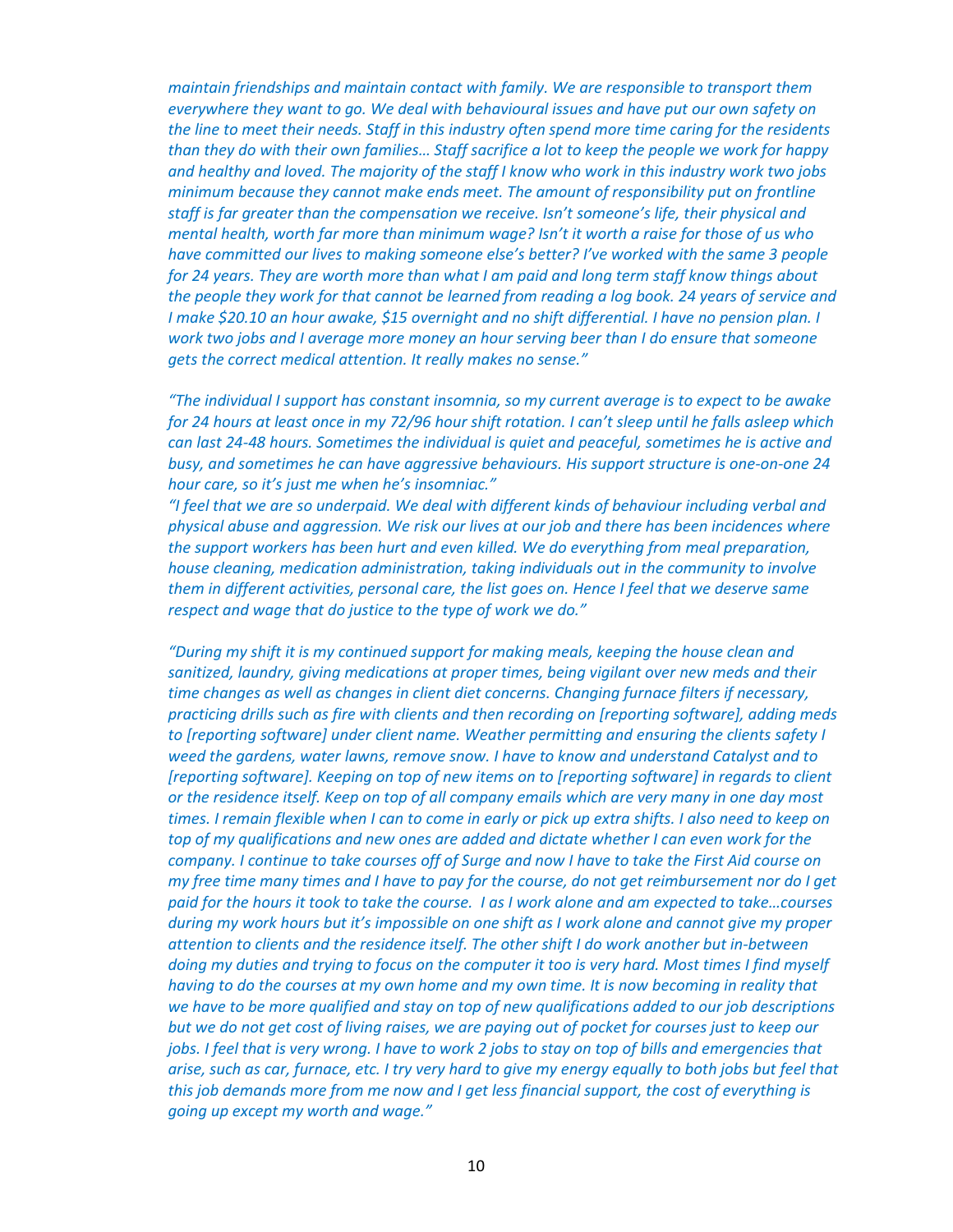*maintain friendships and maintain contact with family. We are responsible to transport them everywhere they want to go. We deal with behavioural issues and have put our own safety on the line to meet their needs. Staff in this industry often spend more time caring for the residents than they do with their own families… Staff sacrifice a lot to keep the people we work for happy and healthy and loved. The majority of the staff I know who work in this industry work two jobs minimum because they cannot make ends meet. The amount of responsibility put on frontline staff is far greater than the compensation we receive. Isn't someone's life, their physical and mental health, worth far more than minimum wage? Isn't it worth a raise for those of us who have committed our lives to making someone else's better? I've worked with the same 3 people for 24 years. They are worth more than what I am paid and long term staff know things about the people they work for that cannot be learned from reading a log book. 24 years of service and I make $20.10 an hour awake, $15 overnight and no shift differential. I have no pension plan. I work two jobs and I average more money an hour serving beer than I do ensure that someone gets the correct medical attention. It really makes no sense."*

*"The individual I support has constant insomnia, so my current average is to expect to be awake for 24 hours at least once in my 72/96 hour shift rotation. I can't sleep until he falls asleep which can last 24-48 hours. Sometimes the individual is quiet and peaceful, sometimes he is active and busy, and sometimes he can have aggressive behaviours. His support structure is one-on-one 24 hour care, so it's just me when he's insomniac."*

*"I feel that we are so underpaid. We deal with different kinds of behaviour including verbal and physical abuse and aggression. We risk our lives at our job and there has been incidences where the support workers has been hurt and even killed. We do everything from meal preparation, house cleaning, medication administration, taking individuals out in the community to involve them in different activities, personal care, the list goes on. Hence I feel that we deserve same respect and wage that do justice to the type of work we do."*

*"During my shift it is my continued support for making meals, keeping the house clean and sanitized, laundry, giving medications at proper times, being vigilant over new meds and their time changes as well as changes in client diet concerns. Changing furnace filters if necessary, practicing drills such as fire with clients and then recording on [reporting software], adding meds to [reporting software] under client name. Weather permitting and ensuring the clients safety I weed the gardens, water lawns, remove snow. I have to know and understand Catalyst and to [reporting software]. Keeping on top of new items on to [reporting software] in regards to client or the residence itself. Keep on top of all company emails which are very many in one day most times. I remain flexible when I can to come in early or pick up extra shifts. I also need to keep on top of my qualifications and new ones are added and dictate whether I can even work for the company. I continue to take courses off of Surge and now I have to take the First Aid course on my free time many times and I have to pay for the course, do not get reimbursement nor do I get paid for the hours it took to take the course.  I as I work alone and am expected to take…courses during my work hours but it's impossible on one shift as I work alone and cannot give my proper attention to clients and the residence itself. The other shift I do work another but in-between doing my duties and trying to focus on the computer it too is very hard. Most times I find myself having to do the courses at my own home and my own time. It is now becoming in reality that we have to be more qualified and stay on top of new qualifications added to our job descriptions but we do not get cost of living raises, we are paying out of pocket for courses just to keep our jobs. I feel that is very wrong. I have to work 2 jobs to stay on top of bills and emergencies that arise, such as car, furnace, etc. I try very hard to give my energy equally to both jobs but feel that this job demands more from me now and I get less financial support, the cost of everything is going up except my worth and wage."*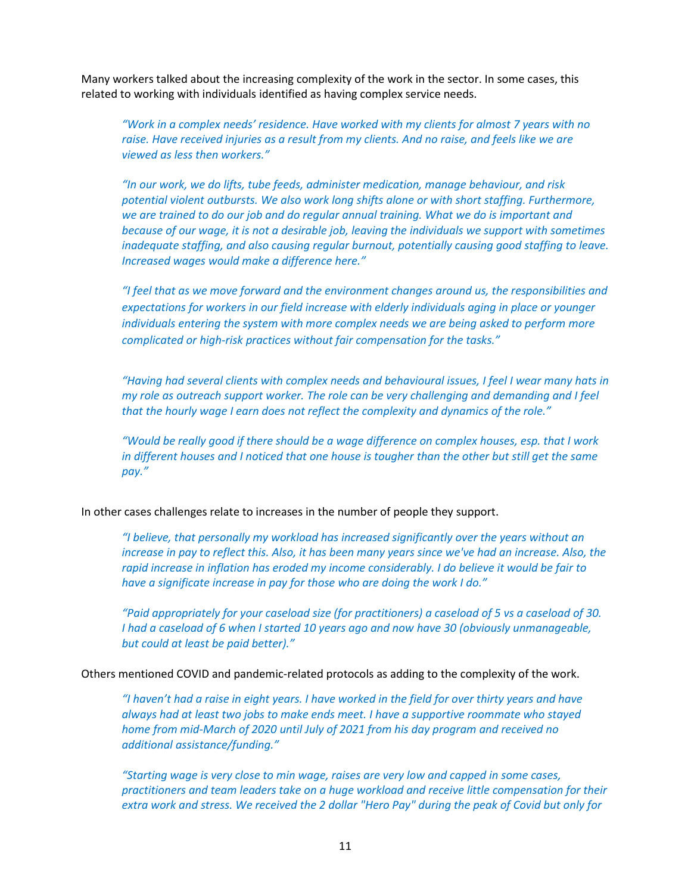Many workers talked about the increasing complexity of the work in the sector. In some cases, this related to working with individuals identified as having complex service needs.

> *"Work in a complex needs' residence. Have worked with my clients for almost 7 years with no raise. Have received injuries as a result from my clients. And no raise, and feels like we are viewed as less then workers."*

> *"In our work, we do lifts, tube feeds, administer medication, manage behaviour, and risk potential violent outbursts. We also work long shifts alone or with short staffing. Furthermore, we are trained to do our job and do regular annual training. What we do is important and because of our wage, it is not a desirable job, leaving the individuals we support with sometimes inadequate staffing, and also causing regular burnout, potentially causing good staffing to leave. Increased wages would make a difference here."*

> *"I feel that as we move forward and the environment changes around us, the responsibilities and expectations for workers in our field increase with elderly individuals aging in place or younger individuals entering the system with more complex needs we are being asked to perform more complicated or high-risk practices without fair compensation for the tasks."*

> *"Having had several clients with complex needs and behavioural issues, I feel I wear many hats in my role as outreach support worker. The role can be very challenging and demanding and I feel that the hourly wage I earn does not reflect the complexity and dynamics of the role."*

> *"Would be really good if there should be a wage difference on complex houses, esp. that I work in different houses and I noticed that one house is tougher than the other but still get the same pay."*

In other cases challenges relate to increases in the number of people they support.

> *"I believe, that personally my workload has increased significantly over the years without an increase in pay to reflect this. Also, it has been many years since we've had an increase. Also, the rapid increase in inflation has eroded my income considerably. I do believe it would be fair to have a significate increase in pay for those who are doing the work I do."*

> *"Paid appropriately for your caseload size (for practitioners) a caseload of 5 vs a caseload of 30. I had a caseload of 6 when I started 10 years ago and now have 30 (obviously unmanageable, but could at least be paid better)."*

Others mentioned COVID and pandemic-related protocols as adding to the complexity of the work.

> *"I haven't had a raise in eight years. I have worked in the field for over thirty years and have always had at least two jobs to make ends meet. I have a supportive roommate who stayed home from mid-March of 2020 until July of 2021 from his day program and received no additional assistance/funding."*

> *"Starting wage is very close to min wage, raises are very low and capped in some cases, practitioners and team leaders take on a huge workload and receive little compensation for their extra work and stress. We received the 2 dollar "Hero Pay" during the peak of Covid but only for*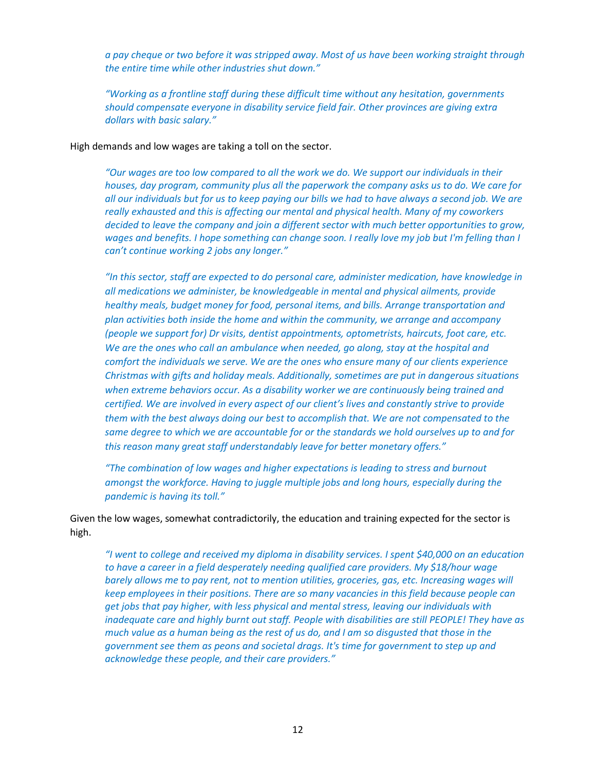*a pay cheque or two before it was stripped away. Most of us have been working straight through the entire time while other industries shut down."*

*"Working as a frontline staff during these difficult time without any hesitation, governments should compensate everyone in disability service field fair. Other provinces are giving extra dollars with basic salary."*

High demands and low wages are taking a toll on the sector.

*"Our wages are too low compared to all the work we do. We support our individuals in their houses, day program, community plus all the paperwork the company asks us to do. We care for all our individuals but for us to keep paying our bills we had to have always a second job. We are really exhausted and this is affecting our mental and physical health. Many of my coworkers decided to leave the company and join a different sector with much better opportunities to grow, wages and benefits. I hope something can change soon. I really love my job but I'm felling than I can't continue working 2 jobs any longer."*

*"In this sector, staff are expected to do personal care, administer medication, have knowledge in all medications we administer, be knowledgeable in mental and physical ailments, provide healthy meals, budget money for food, personal items, and bills. Arrange transportation and plan activities both inside the home and within the community, we arrange and accompany (people we support for) Dr visits, dentist appointments, optometrists, haircuts, foot care, etc. We are the ones who call an ambulance when needed, go along, stay at the hospital and comfort the individuals we serve. We are the ones who ensure many of our clients experience Christmas with gifts and holiday meals. Additionally, sometimes are put in dangerous situations when extreme behaviors occur. As a disability worker we are continuously being trained and certified. We are involved in every aspect of our client's lives and constantly strive to provide them with the best always doing our best to accomplish that. We are not compensated to the same degree to which we are accountable for or the standards we hold ourselves up to and for this reason many great staff understandably leave for better monetary offers."*

*"The combination of low wages and higher expectations is leading to stress and burnout amongst the workforce. Having to juggle multiple jobs and long hours, especially during the pandemic is having its toll."*

Given the low wages, somewhat contradictorily, the education and training expected for the sector is high.

*"I went to college and received my diploma in disability services. I spent $40,000 on an education to have a career in a field desperately needing qualified care providers. My $18/hour wage barely allows me to pay rent, not to mention utilities, groceries, gas, etc. Increasing wages will keep employees in their positions. There are so many vacancies in this field because people can get jobs that pay higher, with less physical and mental stress, leaving our individuals with inadequate care and highly burnt out staff. People with disabilities are still PEOPLE! They have as much value as a human being as the rest of us do, and I am so disgusted that those in the government see them as peons and societal drags. It's time for government to step up and acknowledge these people, and their care providers."*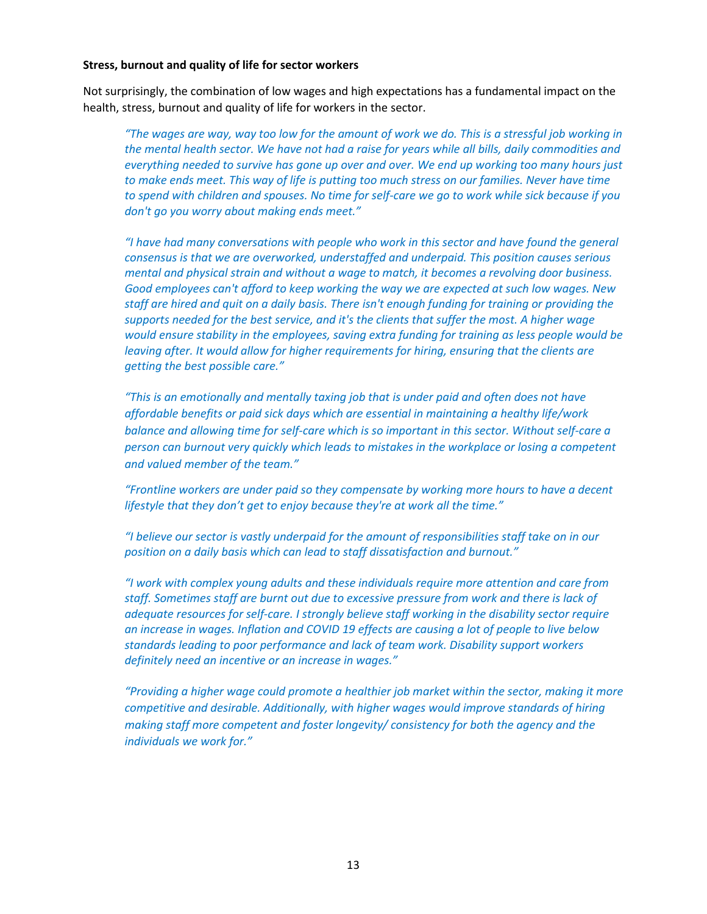**Stress, burnout and quality of life for sector workers**

Not surprisingly, the combination of low wages and high expectations has a fundamental impact on the health, stress, burnout and quality of life for workers in the sector.

> *"The wages are way, way too low for the amount of work we do. This is a stressful job working in the mental health sector. We have not had a raise for years while all bills, daily commodities and everything needed to survive has gone up over and over. We end up working too many hours just to make ends meet. This way of life is putting too much stress on our families. Never have time to spend with children and spouses. No time for self-care we go to work while sick because if you don't go you worry about making ends meet."*

> *"I have had many conversations with people who work in this sector and have found the general consensus is that we are overworked, understaffed and underpaid. This position causes serious mental and physical strain and without a wage to match, it becomes a revolving door business. Good employees can't afford to keep working the way we are expected at such low wages. New staff are hired and quit on a daily basis. There isn't enough funding for training or providing the supports needed for the best service, and it's the clients that suffer the most. A higher wage would ensure stability in the employees, saving extra funding for training as less people would be leaving after. It would allow for higher requirements for hiring, ensuring that the clients are getting the best possible care."*

> *"This is an emotionally and mentally taxing job that is under paid and often does not have affordable benefits or paid sick days which are essential in maintaining a healthy life/work balance and allowing time for self-care which is so important in this sector. Without self-care a person can burnout very quickly which leads to mistakes in the workplace or losing a competent and valued member of the team."*

> *"Frontline workers are under paid so they compensate by working more hours to have a decent lifestyle that they don't get to enjoy because they're at work all the time."*

> *"I believe our sector is vastly underpaid for the amount of responsibilities staff take on in our position on a daily basis which can lead to staff dissatisfaction and burnout."*

> *"I work with complex young adults and these individuals require more attention and care from staff. Sometimes staff are burnt out due to excessive pressure from work and there is lack of adequate resources for self-care. I strongly believe staff working in the disability sector require an increase in wages. Inflation and COVID 19 effects are causing a lot of people to live below standards leading to poor performance and lack of team work. Disability support workers definitely need an incentive or an increase in wages."*

> *"Providing a higher wage could promote a healthier job market within the sector, making it more competitive and desirable. Additionally, with higher wages would improve standards of hiring making staff more competent and foster longevity/ consistency for both the agency and the individuals we work for."*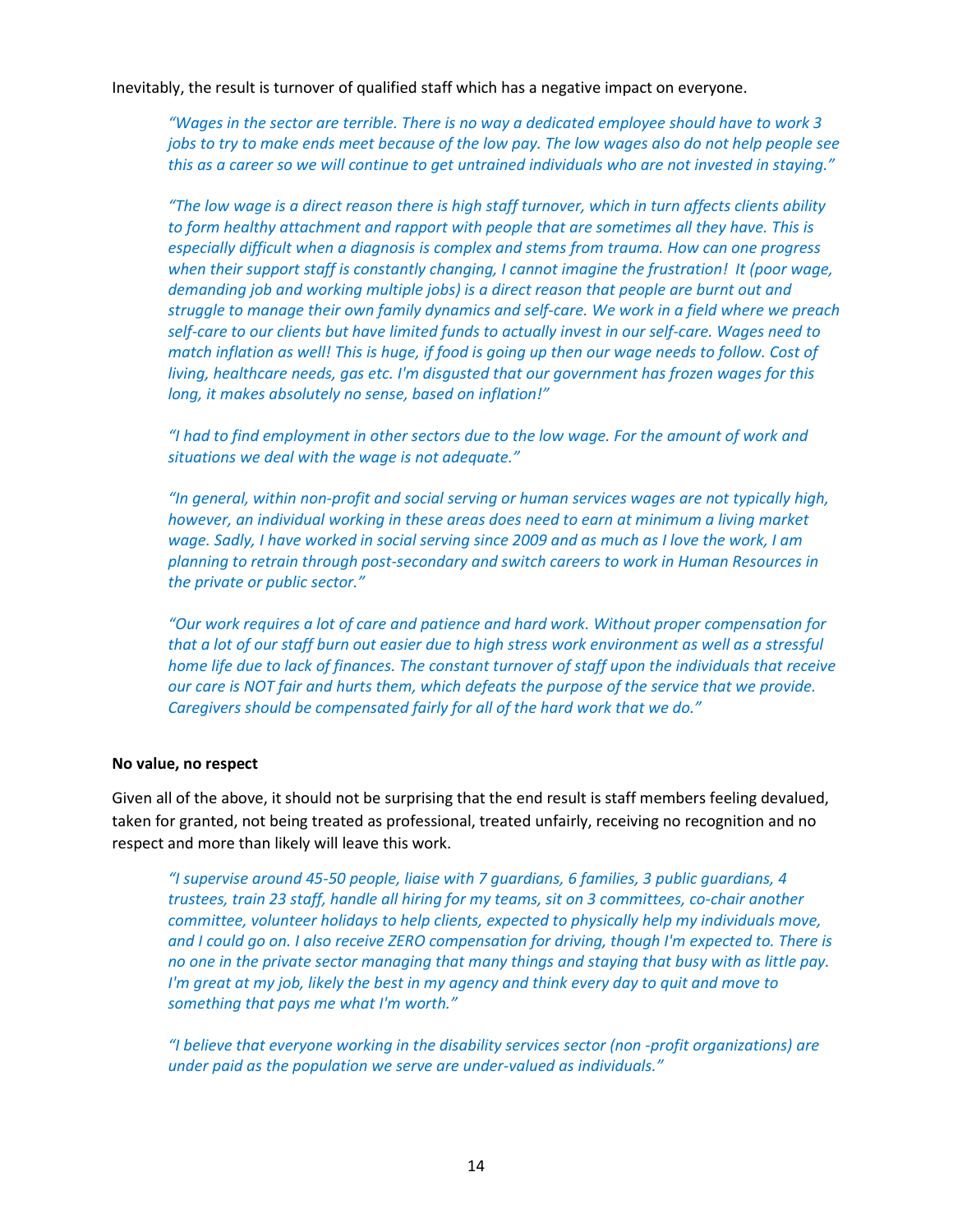Inevitably, the result is turnover of qualified staff which has a negative impact on everyone.

> *"Wages in the sector are terrible. There is no way a dedicated employee should have to work 3 jobs to try to make ends meet because of the low pay. The low wages also do not help people see this as a career so we will continue to get untrained individuals who are not invested in staying."*

> *"The low wage is a direct reason there is high staff turnover, which in turn affects clients ability to form healthy attachment and rapport with people that are sometimes all they have. This is especially difficult when a diagnosis is complex and stems from trauma. How can one progress when their support staff is constantly changing, I cannot imagine the frustration! It (poor wage, demanding job and working multiple jobs) is a direct reason that people are burnt out and struggle to manage their own family dynamics and self-care. We work in a field where we preach self-care to our clients but have limited funds to actually invest in our self-care. Wages need to match inflation as well! This is huge, if food is going up then our wage needs to follow. Cost of living, healthcare needs, gas etc. I'm disgusted that our government has frozen wages for this long, it makes absolutely no sense, based on inflation!"*

> *"I had to find employment in other sectors due to the low wage. For the amount of work and situations we deal with the wage is not adequate."*

> *"In general, within non-profit and social serving or human services wages are not typically high, however, an individual working in these areas does need to earn at minimum a living market wage. Sadly, I have worked in social serving since 2009 and as much as I love the work, I am planning to retrain through post-secondary and switch careers to work in Human Resources in the private or public sector."*

> *"Our work requires a lot of care and patience and hard work. Without proper compensation for that a lot of our staff burn out easier due to high stress work environment as well as a stressful home life due to lack of finances. The constant turnover of staff upon the individuals that receive our care is NOT fair and hurts them, which defeats the purpose of the service that we provide. Caregivers should be compensated fairly for all of the hard work that we do."*

**No value, no respect**

Given all of the above, it should not be surprising that the end result is staff members feeling devalued, taken for granted, not being treated as professional, treated unfairly, receiving no recognition and no respect and more than likely will leave this work.

> *"I supervise around 45-50 people, liaise with 7 guardians, 6 families, 3 public guardians, 4 trustees, train 23 staff, handle all hiring for my teams, sit on 3 committees, co-chair another committee, volunteer holidays to help clients, expected to physically help my individuals move, and I could go on. I also receive ZERO compensation for driving, though I'm expected to. There is no one in the private sector managing that many things and staying that busy with as little pay. I'm great at my job, likely the best in my agency and think every day to quit and move to something that pays me what I'm worth."*

> *"I believe that everyone working in the disability services sector (non -profit organizations) are under paid as the population we serve are under-valued as individuals."*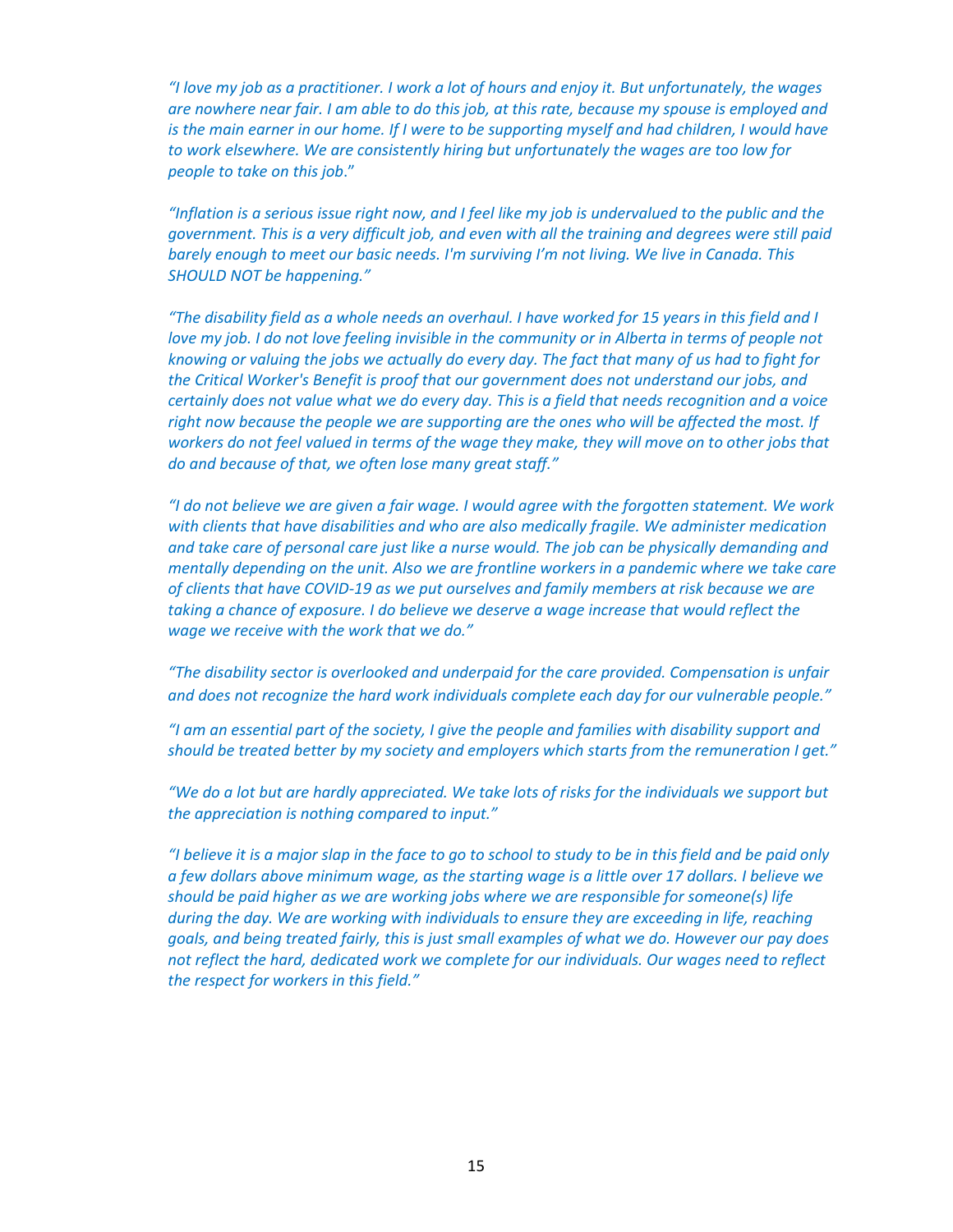*"I love my job as a practitioner. I work a lot of hours and enjoy it. But unfortunately, the wages are nowhere near fair. I am able to do this job, at this rate, because my spouse is employed and is the main earner in our home. If I were to be supporting myself and had children, I would have to work elsewhere. We are consistently hiring but unfortunately the wages are too low for people to take on this job."*

*"Inflation is a serious issue right now, and I feel like my job is undervalued to the public and the government. This is a very difficult job, and even with all the training and degrees were still paid barely enough to meet our basic needs. I'm surviving I'm not living. We live in Canada. This SHOULD NOT be happening."*

*"The disability field as a whole needs an overhaul. I have worked for 15 years in this field and I love my job. I do not love feeling invisible in the community or in Alberta in terms of people not knowing or valuing the jobs we actually do every day. The fact that many of us had to fight for the Critical Worker's Benefit is proof that our government does not understand our jobs, and certainly does not value what we do every day. This is a field that needs recognition and a voice right now because the people we are supporting are the ones who will be affected the most. If workers do not feel valued in terms of the wage they make, they will move on to other jobs that do and because of that, we often lose many great staff."*

*"I do not believe we are given a fair wage. I would agree with the forgotten statement. We work with clients that have disabilities and who are also medically fragile. We administer medication and take care of personal care just like a nurse would. The job can be physically demanding and mentally depending on the unit. Also we are frontline workers in a pandemic where we take care of clients that have COVID-19 as we put ourselves and family members at risk because we are taking a chance of exposure. I do believe we deserve a wage increase that would reflect the wage we receive with the work that we do."*

*"The disability sector is overlooked and underpaid for the care provided. Compensation is unfair and does not recognize the hard work individuals complete each day for our vulnerable people."*

*"I am an essential part of the society, I give the people and families with disability support and should be treated better by my society and employers which starts from the remuneration I get."*

*"We do a lot but are hardly appreciated. We take lots of risks for the individuals we support but the appreciation is nothing compared to input."*

*"I believe it is a major slap in the face to go to school to study to be in this field and be paid only a few dollars above minimum wage, as the starting wage is a little over 17 dollars. I believe we should be paid higher as we are working jobs where we are responsible for someone(s) life during the day. We are working with individuals to ensure they are exceeding in life, reaching goals, and being treated fairly, this is just small examples of what we do. However our pay does not reflect the hard, dedicated work we complete for our individuals. Our wages need to reflect the respect for workers in this field."*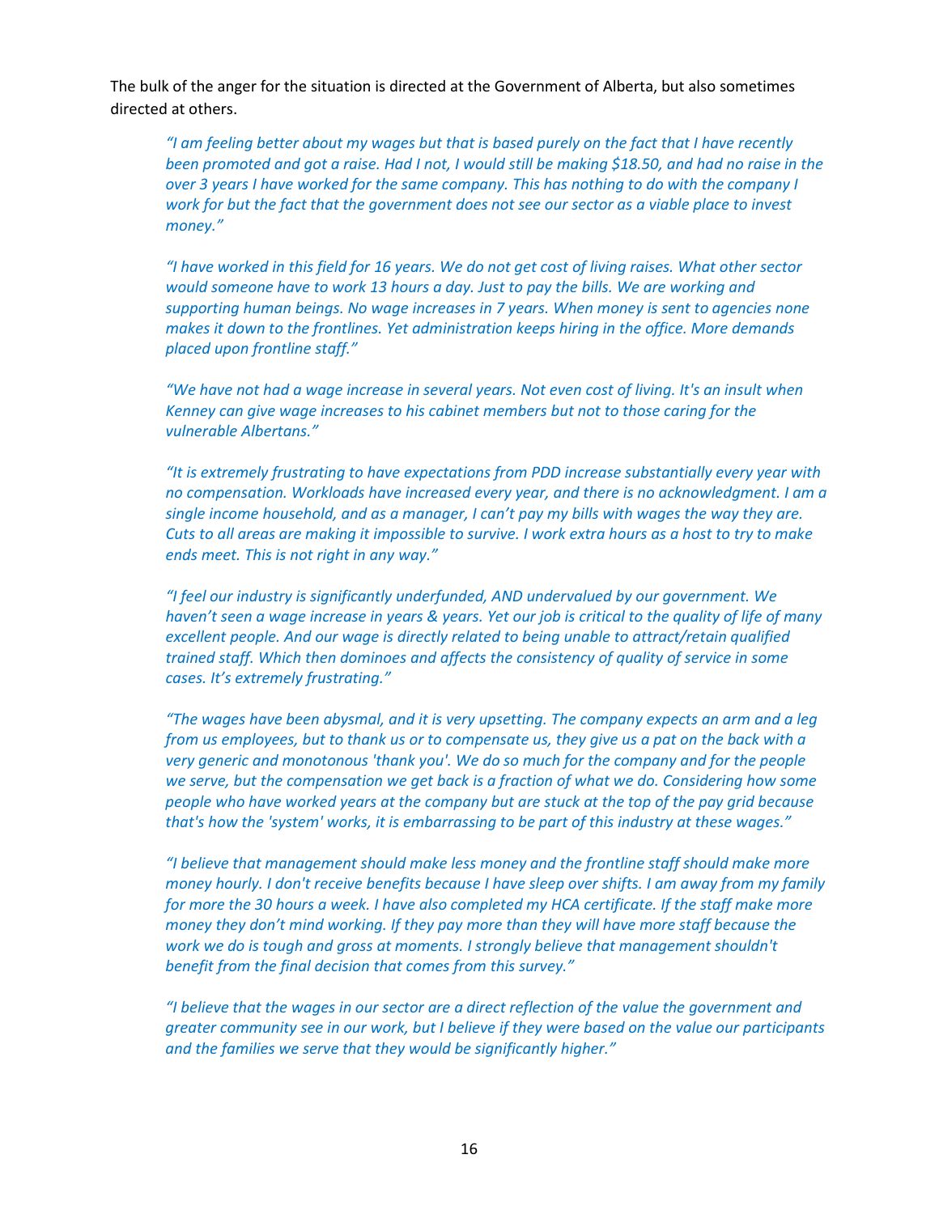The bulk of the anger for the situation is directed at the Government of Alberta, but also sometimes directed at others.

> *"I am feeling better about my wages but that is based purely on the fact that I have recently been promoted and got a raise. Had I not, I would still be making $18.50, and had no raise in the over 3 years I have worked for the same company. This has nothing to do with the company I work for but the fact that the government does not see our sector as a viable place to invest money."*

> *"I have worked in this field for 16 years. We do not get cost of living raises. What other sector would someone have to work 13 hours a day. Just to pay the bills. We are working and supporting human beings. No wage increases in 7 years. When money is sent to agencies none makes it down to the frontlines. Yet administration keeps hiring in the office. More demands placed upon frontline staff."*

> *"We have not had a wage increase in several years. Not even cost of living. It's an insult when Kenney can give wage increases to his cabinet members but not to those caring for the vulnerable Albertans."*

> *"It is extremely frustrating to have expectations from PDD increase substantially every year with no compensation. Workloads have increased every year, and there is no acknowledgment. I am a single income household, and as a manager, I can't pay my bills with wages the way they are. Cuts to all areas are making it impossible to survive. I work extra hours as a host to try to make ends meet. This is not right in any way."*

> *"I feel our industry is significantly underfunded, AND undervalued by our government. We haven't seen a wage increase in years & years. Yet our job is critical to the quality of life of many excellent people. And our wage is directly related to being unable to attract/retain qualified trained staff. Which then dominoes and affects the consistency of quality of service in some cases. It's extremely frustrating."*

> *"The wages have been abysmal, and it is very upsetting. The company expects an arm and a leg from us employees, but to thank us or to compensate us, they give us a pat on the back with a very generic and monotonous 'thank you'. We do so much for the company and for the people we serve, but the compensation we get back is a fraction of what we do. Considering how some people who have worked years at the company but are stuck at the top of the pay grid because that's how the 'system' works, it is embarrassing to be part of this industry at these wages."*

> *"I believe that management should make less money and the frontline staff should make more money hourly. I don't receive benefits because I have sleep over shifts. I am away from my family for more the 30 hours a week. I have also completed my HCA certificate. If the staff make more money they don't mind working. If they pay more than they will have more staff because the work we do is tough and gross at moments. I strongly believe that management shouldn't benefit from the final decision that comes from this survey."*

> *"I believe that the wages in our sector are a direct reflection of the value the government and greater community see in our work, but I believe if they were based on the value our participants and the families we serve that they would be significantly higher."*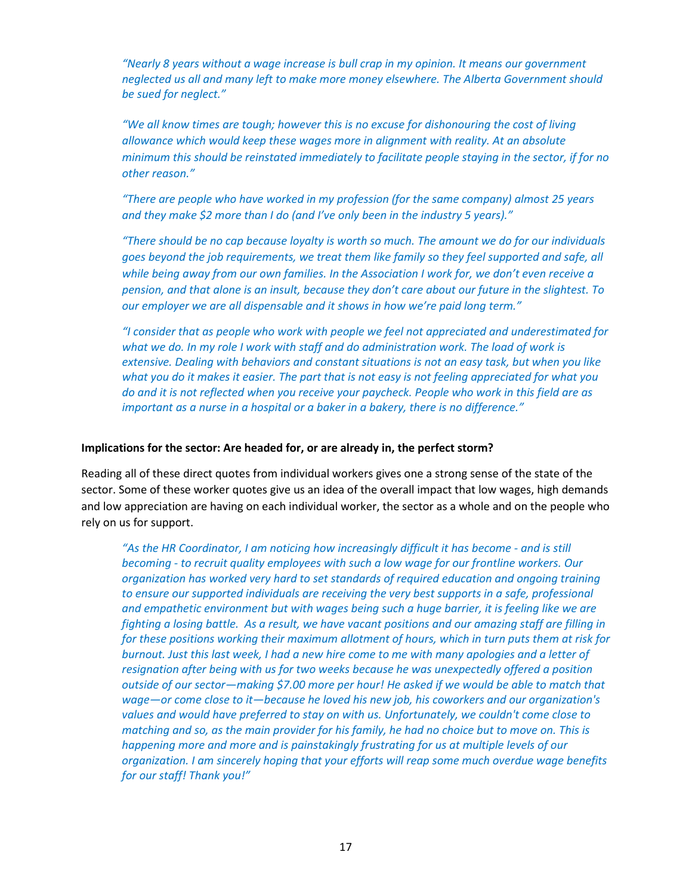*"Nearly 8 years without a wage increase is bull crap in my opinion. It means our government neglected us all and many left to make more money elsewhere. The Alberta Government should be sued for neglect."*

*"We all know times are tough; however this is no excuse for dishonouring the cost of living allowance which would keep these wages more in alignment with reality. At an absolute minimum this should be reinstated immediately to facilitate people staying in the sector, if for no other reason."*

*"There are people who have worked in my profession (for the same company) almost 25 years and they make $2 more than I do (and I've only been in the industry 5 years)."*

*"There should be no cap because loyalty is worth so much. The amount we do for our individuals goes beyond the job requirements, we treat them like family so they feel supported and safe, all while being away from our own families. In the Association I work for, we don't even receive a pension, and that alone is an insult, because they don't care about our future in the slightest. To our employer we are all dispensable and it shows in how we're paid long term."*

*"I consider that as people who work with people we feel not appreciated and underestimated for what we do. In my role I work with staff and do administration work. The load of work is extensive. Dealing with behaviors and constant situations is not an easy task, but when you like what you do it makes it easier. The part that is not easy is not feeling appreciated for what you do and it is not reflected when you receive your paycheck. People who work in this field are as important as a nurse in a hospital or a baker in a bakery, there is no difference."*

**Implications for the sector: Are headed for, or are already in, the perfect storm?**

Reading all of these direct quotes from individual workers gives one a strong sense of the state of the sector. Some of these worker quotes give us an idea of the overall impact that low wages, high demands and low appreciation are having on each individual worker, the sector as a whole and on the people who rely on us for support.

*"As the HR Coordinator, I am noticing how increasingly difficult it has become - and is still becoming - to recruit quality employees with such a low wage for our frontline workers. Our organization has worked very hard to set standards of required education and ongoing training to ensure our supported individuals are receiving the very best supports in a safe, professional and empathetic environment but with wages being such a huge barrier, it is feeling like we are fighting a losing battle. As a result, we have vacant positions and our amazing staff are filling in for these positions working their maximum allotment of hours, which in turn puts them at risk for burnout. Just this last week, I had a new hire come to me with many apologies and a letter of resignation after being with us for two weeks because he was unexpectedly offered a position outside of our sector—making $7.00 more per hour! He asked if we would be able to match that wage—or come close to it—because he loved his new job, his coworkers and our organization's values and would have preferred to stay on with us. Unfortunately, we couldn't come close to matching and so, as the main provider for his family, he had no choice but to move on. This is happening more and more and is painstakingly frustrating for us at multiple levels of our organization. I am sincerely hoping that your efforts will reap some much overdue wage benefits for our staff! Thank you!"*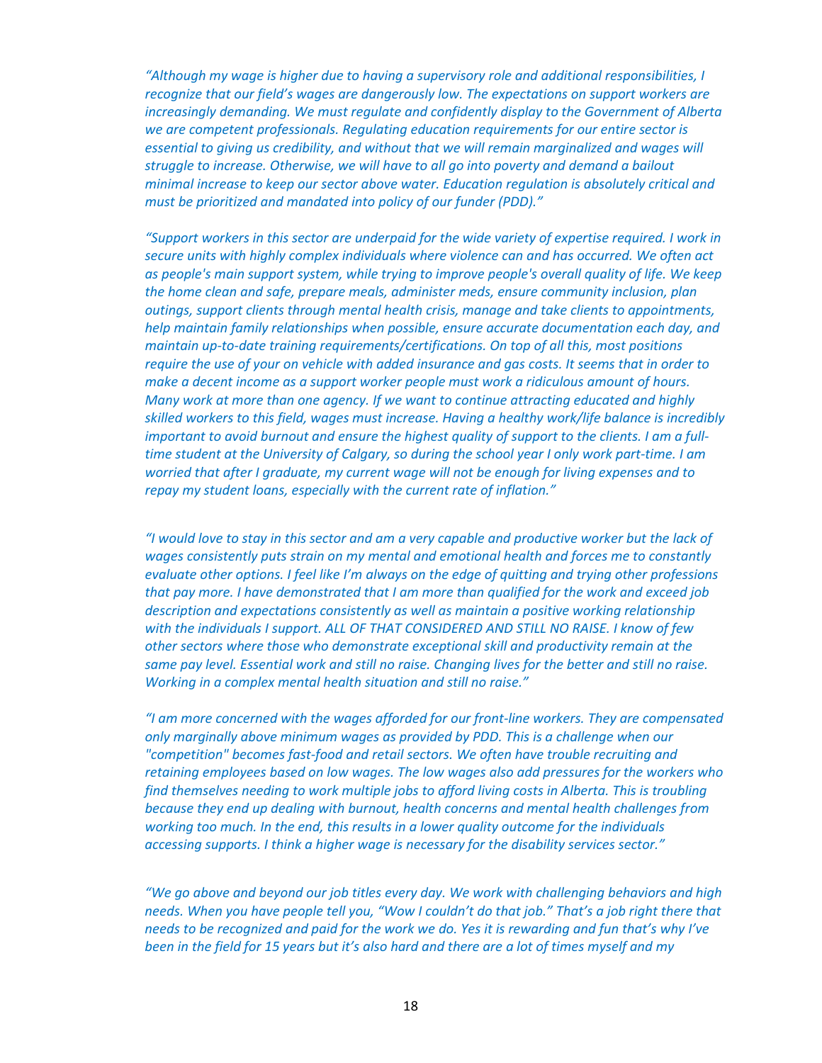*"Although my wage is higher due to having a supervisory role and additional responsibilities, I recognize that our field's wages are dangerously low. The expectations on support workers are increasingly demanding. We must regulate and confidently display to the Government of Alberta we are competent professionals. Regulating education requirements for our entire sector is essential to giving us credibility, and without that we will remain marginalized and wages will struggle to increase. Otherwise, we will have to all go into poverty and demand a bailout minimal increase to keep our sector above water. Education regulation is absolutely critical and must be prioritized and mandated into policy of our funder (PDD)."*

*"Support workers in this sector are underpaid for the wide variety of expertise required. I work in secure units with highly complex individuals where violence can and has occurred. We often act as people's main support system, while trying to improve people's overall quality of life. We keep the home clean and safe, prepare meals, administer meds, ensure community inclusion, plan outings, support clients through mental health crisis, manage and take clients to appointments, help maintain family relationships when possible, ensure accurate documentation each day, and maintain up-to-date training requirements/certifications. On top of all this, most positions require the use of your on vehicle with added insurance and gas costs. It seems that in order to make a decent income as a support worker people must work a ridiculous amount of hours. Many work at more than one agency. If we want to continue attracting educated and highly skilled workers to this field, wages must increase. Having a healthy work/life balance is incredibly important to avoid burnout and ensure the highest quality of support to the clients. I am a full-time student at the University of Calgary, so during the school year I only work part-time. I am worried that after I graduate, my current wage will not be enough for living expenses and to repay my student loans, especially with the current rate of inflation."*

*"I would love to stay in this sector and am a very capable and productive worker but the lack of wages consistently puts strain on my mental and emotional health and forces me to constantly evaluate other options. I feel like I'm always on the edge of quitting and trying other professions that pay more. I have demonstrated that I am more than qualified for the work and exceed job description and expectations consistently as well as maintain a positive working relationship with the individuals I support. ALL OF THAT CONSIDERED AND STILL NO RAISE. I know of few other sectors where those who demonstrate exceptional skill and productivity remain at the same pay level. Essential work and still no raise. Changing lives for the better and still no raise. Working in a complex mental health situation and still no raise."*

*"I am more concerned with the wages afforded for our front-line workers. They are compensated only marginally above minimum wages as provided by PDD. This is a challenge when our "competition" becomes fast-food and retail sectors. We often have trouble recruiting and retaining employees based on low wages. The low wages also add pressures for the workers who find themselves needing to work multiple jobs to afford living costs in Alberta. This is troubling because they end up dealing with burnout, health concerns and mental health challenges from working too much. In the end, this results in a lower quality outcome for the individuals accessing supports. I think a higher wage is necessary for the disability services sector."*

*"We go above and beyond our job titles every day. We work with challenging behaviors and high needs. When you have people tell you, "Wow I couldn't do that job." That's a job right there that needs to be recognized and paid for the work we do. Yes it is rewarding and fun that's why I've been in the field for 15 years but it's also hard and there are a lot of times myself and my*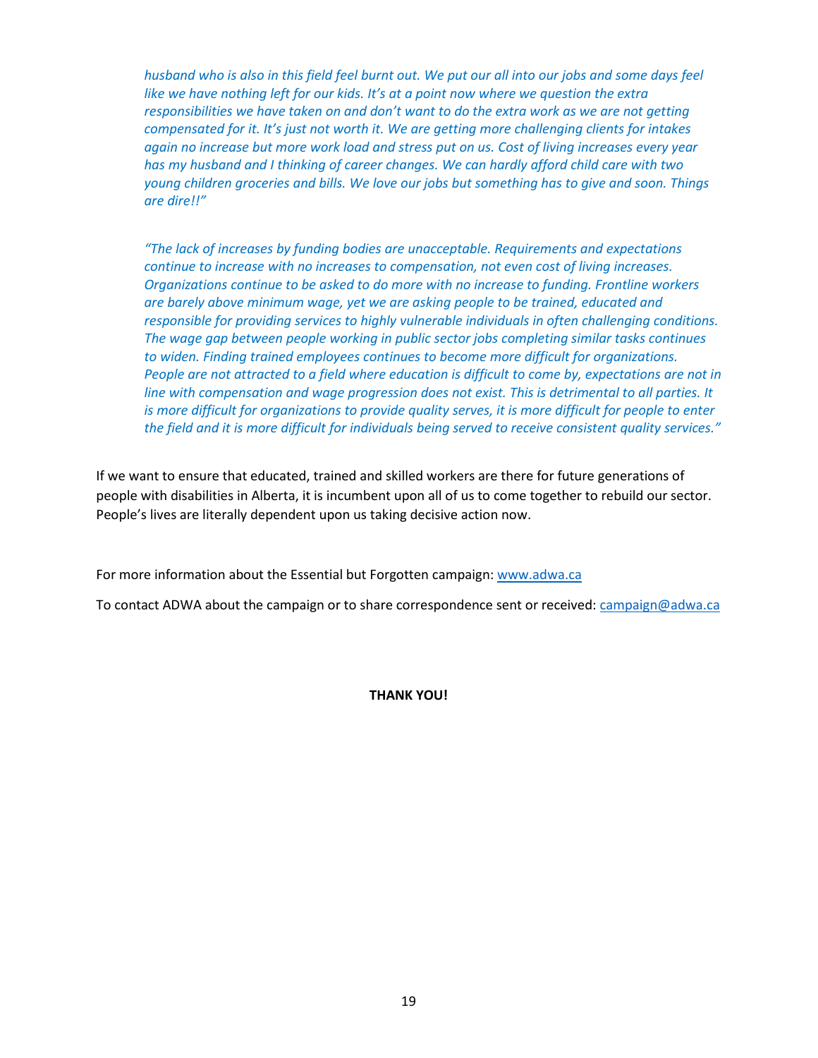*husband who is also in this field feel burnt out. We put our all into our jobs and some days feel like we have nothing left for our kids. It's at a point now where we question the extra responsibilities we have taken on and don't want to do the extra work as we are not getting compensated for it. It's just not worth it. We are getting more challenging clients for intakes again no increase but more work load and stress put on us. Cost of living increases every year has my husband and I thinking of career changes. We can hardly afford child care with two young children groceries and bills. We love our jobs but something has to give and soon. Things are dire!!"*

*"The lack of increases by funding bodies are unacceptable. Requirements and expectations continue to increase with no increases to compensation, not even cost of living increases. Organizations continue to be asked to do more with no increase to funding. Frontline workers are barely above minimum wage, yet we are asking people to be trained, educated and responsible for providing services to highly vulnerable individuals in often challenging conditions. The wage gap between people working in public sector jobs completing similar tasks continues to widen. Finding trained employees continues to become more difficult for organizations. People are not attracted to a field where education is difficult to come by, expectations are not in line with compensation and wage progression does not exist. This is detrimental to all parties. It is more difficult for organizations to provide quality serves, it is more difficult for people to enter the field and it is more difficult for individuals being served to receive consistent quality services."*

If we want to ensure that educated, trained and skilled workers are there for future generations of people with disabilities in Alberta, it is incumbent upon all of us to come together to rebuild our sector. People's lives are literally dependent upon us taking decisive action now.

For more information about the Essential but Forgotten campaign: [www.adwa.ca](http://www.adwa.ca)

To contact ADWA about the campaign or to share correspondence sent or received: [campaign@adwa.ca](mailto:campaign@adwa.ca)

**THANK YOU!**